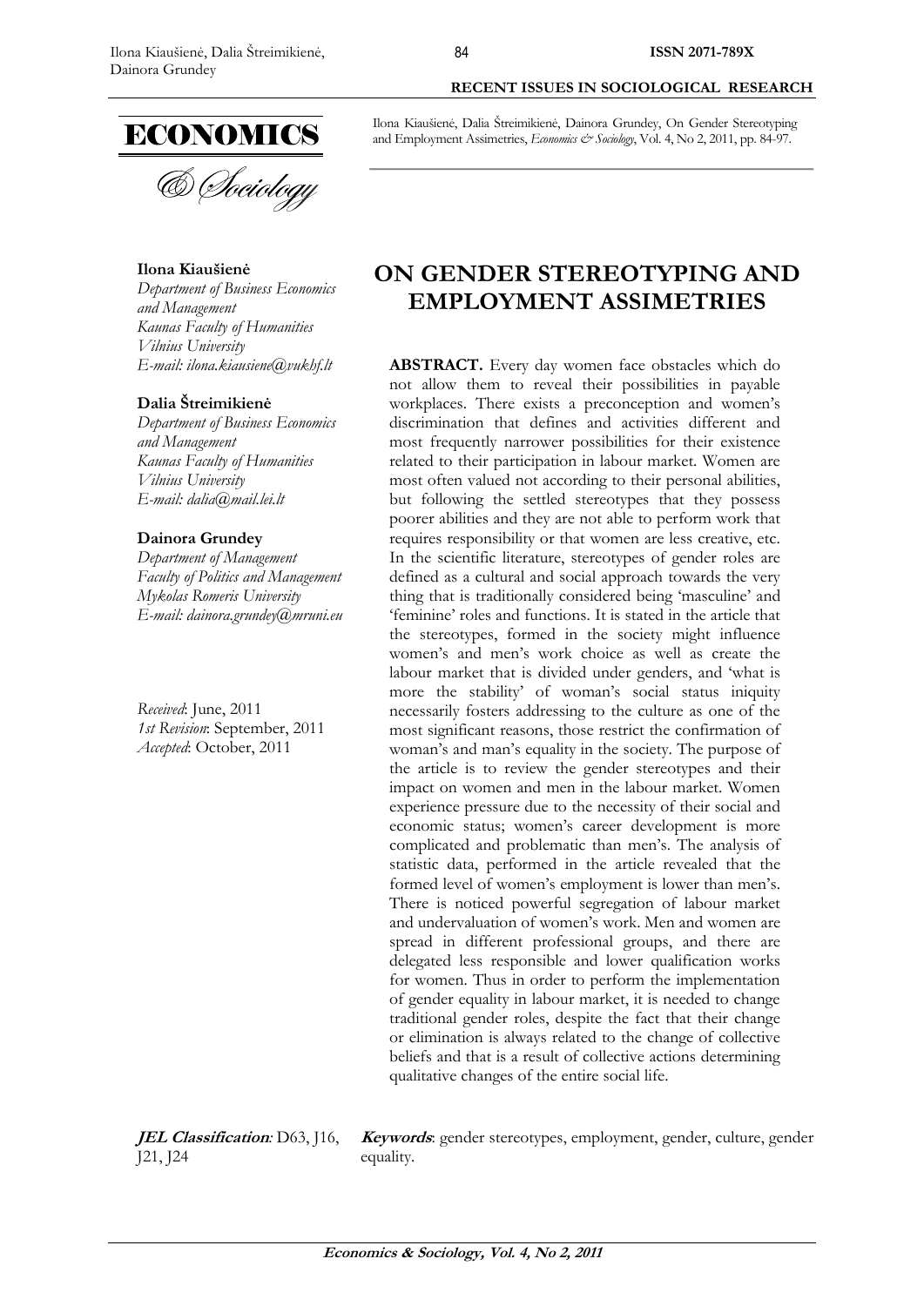**Ilona Kiaušienė**
*Department of Business Economics and Management*
*Kaunas Faculty of Humanities*
*Vilnius University*
*E-mail: ilona.kiausiene@vukhf.lt*

**Dalia Štreimikienė**
*Department of Business Economics and Management*
*Kaunas Faculty of Humanities*
*Vilnius University*
*E-mail: dalia@mail.lei.lt*

**Dainora Grundey**
*Department of Management*
*Faculty of Politics and Management*
*Mykolas Romeris University*
*E-mail: dainora.grundey@mruni.eu*

*Received*: June, 2011
*1st Revision*: September, 2011
*Accepted*: October, 2011

Ilona Kiaušienė, Dalia Štreimikienė, Dainora Grundey, On Gender Stereotyping and Employment Assimetries, *Economics & Sociology*, Vol. 4, No 2, 2011, pp. 84-97.

# ON GENDER STEREOTYPING AND EMPLOYMENT ASSIMETRIES

**ABSTRACT.** Every day women face obstacles which do not allow them to reveal their possibilities in payable workplaces. There exists a preconception and women's discrimination that defines and activities different and most frequently narrower possibilities for their existence related to their participation in labour market. Women are most often valued not according to their personal abilities, but following the settled stereotypes that they possess poorer abilities and they are not able to perform work that requires responsibility or that women are less creative, etc. In the scientific literature, stereotypes of gender roles are defined as a cultural and social approach towards the very thing that is traditionally considered being 'masculine' and 'feminine' roles and functions. It is stated in the article that the stereotypes, formed in the society might influence women's and men's work choice as well as create the labour market that is divided under genders, and 'what is more the stability' of woman's social status iniquity necessarily fosters addressing to the culture as one of the most significant reasons, those restrict the confirmation of woman's and man's equality in the society. The purpose of the article is to review the gender stereotypes and their impact on women and men in the labour market. Women experience pressure due to the necessity of their social and economic status; women's career development is more complicated and problematic than men's. The analysis of statistic data, performed in the article revealed that the formed level of women's employment is lower than men's. There is noticed powerful segregation of labour market and undervaluation of women's work. Men and women are spread in different professional groups, and there are delegated less responsible and lower qualification works for women. Thus in order to perform the implementation of gender equality in labour market, it is needed to change traditional gender roles, despite the fact that their change or elimination is always related to the change of collective beliefs and that is a result of collective actions determining qualitative changes of the entire social life.

***JEL Classification**:* D63, J16, J21, J24

***Keywords***: gender stereotypes, employment, gender, culture, gender equality.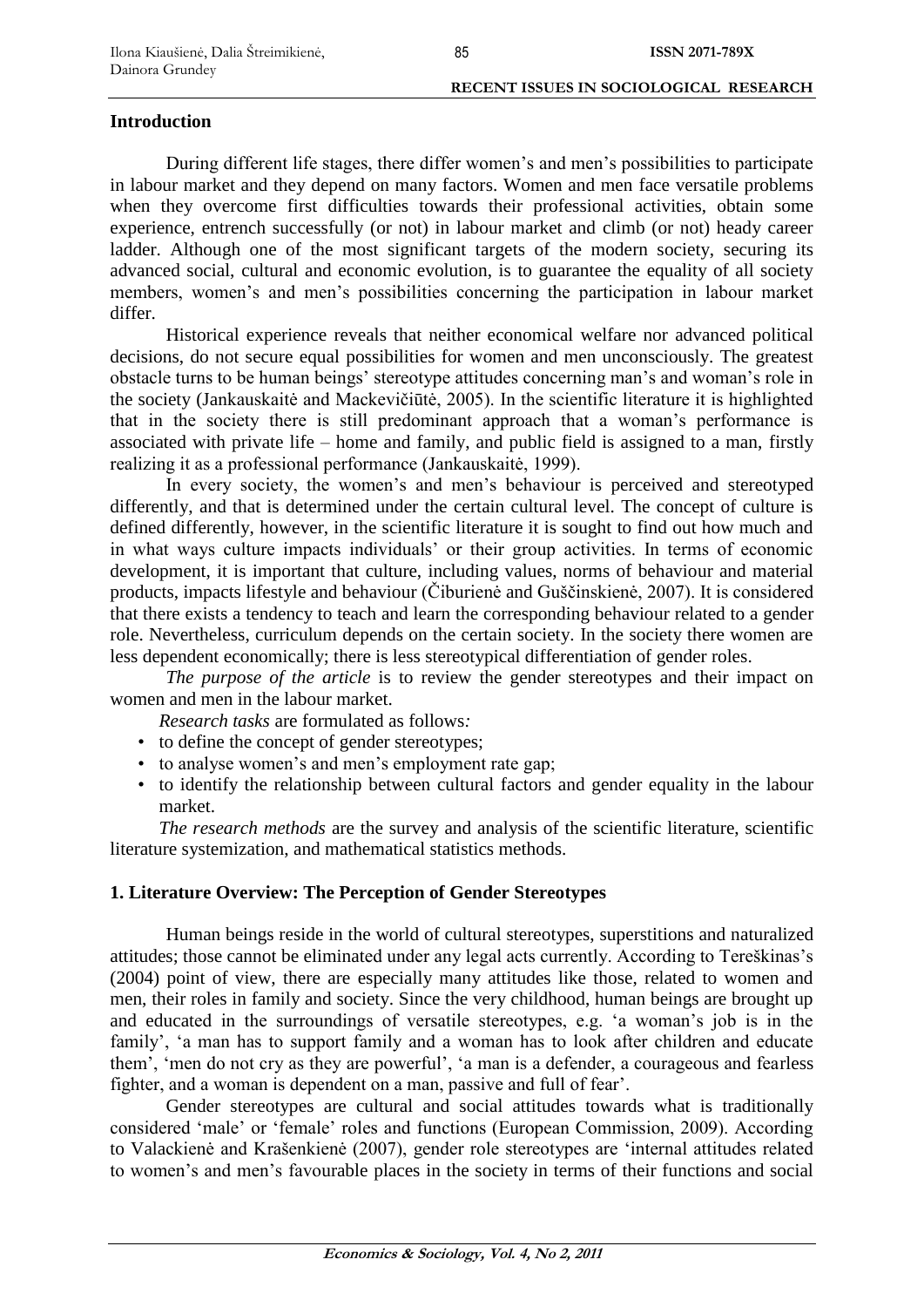## Introduction

During different life stages, there differ women's and men's possibilities to participate in labour market and they depend on many factors. Women and men face versatile problems when they overcome first difficulties towards their professional activities, obtain some experience, entrench successfully (or not) in labour market and climb (or not) heady career ladder. Although one of the most significant targets of the modern society, securing its advanced social, cultural and economic evolution, is to guarantee the equality of all society members, women's and men's possibilities concerning the participation in labour market differ.

Historical experience reveals that neither economical welfare nor advanced political decisions, do not secure equal possibilities for women and men unconsciously. The greatest obstacle turns to be human beings' stereotype attitudes concerning man's and woman's role in the society (Jankauskaitė and Mackevičiūtė, 2005). In the scientific literature it is highlighted that in the society there is still predominant approach that a woman's performance is associated with private life – home and family, and public field is assigned to a man, firstly realizing it as a professional performance (Jankauskaitė, 1999).

In every society, the women's and men's behaviour is perceived and stereotyped differently, and that is determined under the certain cultural level. The concept of culture is defined differently, however, in the scientific literature it is sought to find out how much and in what ways culture impacts individuals' or their group activities. In terms of economic development, it is important that culture, including values, norms of behaviour and material products, impacts lifestyle and behaviour (Čiburienė and Guščinskienė, 2007). It is considered that there exists a tendency to teach and learn the corresponding behaviour related to a gender role. Nevertheless, curriculum depends on the certain society. In the society there women are less dependent economically; there is less stereotypical differentiation of gender roles.

*The purpose of the article* is to review the gender stereotypes and their impact on women and men in the labour market.

*Research tasks* are formulated as follows*:*

- to define the concept of gender stereotypes;
- to analyse women's and men's employment rate gap;
- to identify the relationship between cultural factors and gender equality in the labour market.

*The research methods* are the survey and analysis of the scientific literature, scientific literature systemization, and mathematical statistics methods.

## 1. Literature Overview: The Perception of Gender Stereotypes

Human beings reside in the world of cultural stereotypes, superstitions and naturalized attitudes; those cannot be eliminated under any legal acts currently. According to Tereškinas's (2004) point of view, there are especially many attitudes like those, related to women and men, their roles in family and society. Since the very childhood, human beings are brought up and educated in the surroundings of versatile stereotypes, e.g. 'a woman's job is in the family', 'a man has to support family and a woman has to look after children and educate them', 'men do not cry as they are powerful', 'a man is a defender, a courageous and fearless fighter, and a woman is dependent on a man, passive and full of fear'.

Gender stereotypes are cultural and social attitudes towards what is traditionally considered 'male' or 'female' roles and functions (European Commission, 2009). According to Valackienė and Krašenkienė (2007), gender role stereotypes are 'internal attitudes related to women's and men's favourable places in the society in terms of their functions and social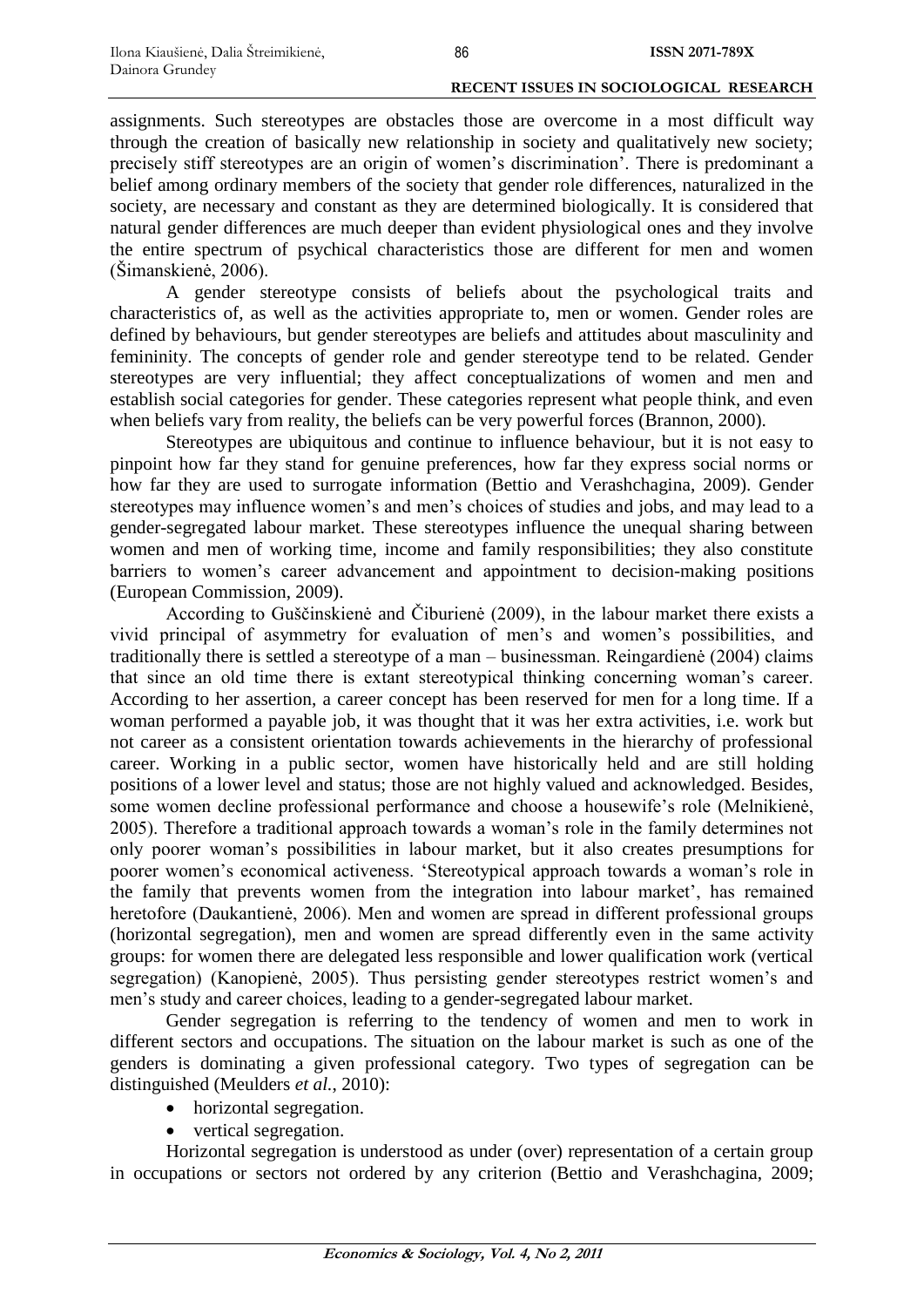assignments. Such stereotypes are obstacles those are overcome in a most difficult way through the creation of basically new relationship in society and qualitatively new society; precisely stiff stereotypes are an origin of women's discrimination'. There is predominant a belief among ordinary members of the society that gender role differences, naturalized in the society, are necessary and constant as they are determined biologically. It is considered that natural gender differences are much deeper than evident physiological ones and they involve the entire spectrum of psychical characteristics those are different for men and women (Šimanskienė, 2006).

A gender stereotype consists of beliefs about the psychological traits and characteristics of, as well as the activities appropriate to, men or women. Gender roles are defined by behaviours, but gender stereotypes are beliefs and attitudes about masculinity and femininity. The concepts of gender role and gender stereotype tend to be related. Gender stereotypes are very influential; they affect conceptualizations of women and men and establish social categories for gender. These categories represent what people think, and even when beliefs vary from reality, the beliefs can be very powerful forces (Brannon, 2000).

Stereotypes are ubiquitous and continue to influence behaviour, but it is not easy to pinpoint how far they stand for genuine preferences, how far they express social norms or how far they are used to surrogate information (Bettio and Verashchagina, 2009). Gender stereotypes may influence women's and men's choices of studies and jobs, and may lead to a gender-segregated labour market. These stereotypes influence the unequal sharing between women and men of working time, income and family responsibilities; they also constitute barriers to women's career advancement and appointment to decision-making positions (European Commission, 2009).

According to Guščinskienė and Čiburienė (2009), in the labour market there exists a vivid principal of asymmetry for evaluation of men's and women's possibilities, and traditionally there is settled a stereotype of a man – businessman. Reingardienė (2004) claims that since an old time there is extant stereotypical thinking concerning woman's career. According to her assertion, a career concept has been reserved for men for a long time. If a woman performed a payable job, it was thought that it was her extra activities, i.e. work but not career as a consistent orientation towards achievements in the hierarchy of professional career. Working in a public sector, women have historically held and are still holding positions of a lower level and status; those are not highly valued and acknowledged. Besides, some women decline professional performance and choose a housewife's role (Melnikienė, 2005). Therefore a traditional approach towards a woman's role in the family determines not only poorer woman's possibilities in labour market, but it also creates presumptions for poorer women's economical activeness. 'Stereotypical approach towards a woman's role in the family that prevents women from the integration into labour market', has remained heretofore (Daukantienė, 2006). Men and women are spread in different professional groups (horizontal segregation), men and women are spread differently even in the same activity groups: for women there are delegated less responsible and lower qualification work (vertical segregation) (Kanopienė, 2005). Thus persisting gender stereotypes restrict women's and men's study and career choices, leading to a gender-segregated labour market.

Gender segregation is referring to the tendency of women and men to work in different sectors and occupations. The situation on the labour market is such as one of the genders is dominating a given professional category. Two types of segregation can be distinguished (Meulders *et al.*, 2010):

- horizontal segregation.
- vertical segregation.

Horizontal segregation is understood as under (over) representation of a certain group in occupations or sectors not ordered by any criterion (Bettio and Verashchagina, 2009;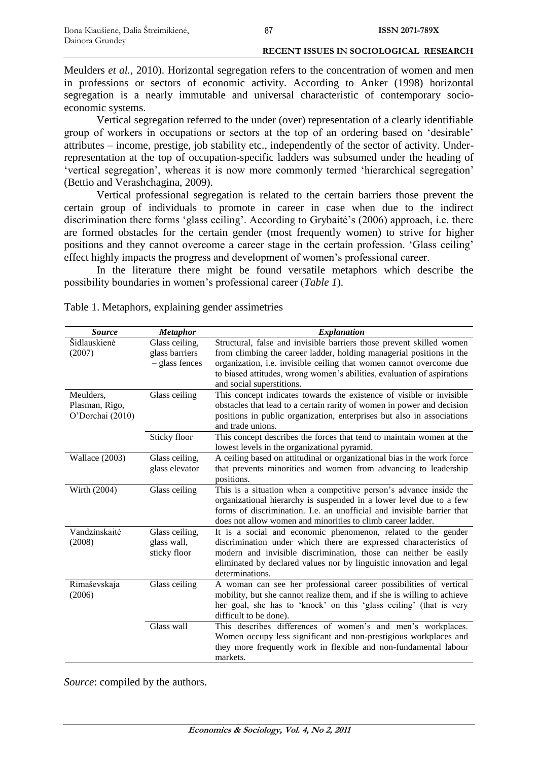Meulders *et al.*, 2010). Horizontal segregation refers to the concentration of women and men in professions or sectors of economic activity. According to Anker (1998) horizontal segregation is a nearly immutable and universal characteristic of contemporary socio-economic systems.

Vertical segregation referred to the under (over) representation of a clearly identifiable group of workers in occupations or sectors at the top of an ordering based on 'desirable' attributes – income, prestige, job stability etc., independently of the sector of activity. Under-representation at the top of occupation-specific ladders was subsumed under the heading of 'vertical segregation', whereas it is now more commonly termed 'hierarchical segregation' (Bettio and Verashchagina, 2009).

Vertical professional segregation is related to the certain barriers those prevent the certain group of individuals to promote in career in case when due to the indirect discrimination there forms 'glass ceiling'. According to Grybaitė's (2006) approach, i.e. there are formed obstacles for the certain gender (most frequently women) to strive for higher positions and they cannot overcome a career stage in the certain profession. 'Glass ceiling' effect highly impacts the progress and development of women's professional career.

In the literature there might be found versatile metaphors which describe the possibility boundaries in women's professional career (*Table 1*).

Table 1. Metaphors, explaining gender assimetries

| ***Source*** | ***Metaphor*** | ***Explanation*** |
|---|---|---|
| Šidlauskienė (2007) | Glass ceiling, glass barriers – glass fences | Structural, false and invisible barriers those prevent skilled women from climbing the career ladder, holding managerial positions in the organization, i.e. invisible ceiling that women cannot overcome due to biased attitudes, wrong women's abilities, evaluation of aspirations and social superstitions. |
| Meulders, Plasman, Rigo, O'Dorchai (2010) | Glass ceiling | This concept indicates towards the existence of visible or invisible obstacles that lead to a certain rarity of women in power and decision positions in public organization, enterprises but also in associations and trade unions. |
| | Sticky floor | This concept describes the forces that tend to maintain women at the lowest levels in the organizational pyramid. |
| Wallace (2003) | Glass ceiling, glass elevator | A ceiling based on attitudinal or organizational bias in the work force that prevents minorities and women from advancing to leadership positions. |
| Wirth (2004) | Glass ceiling | This is a situation when a competitive person's advance inside the organizational hierarchy is suspended in a lower level due to a few forms of discrimination. I.e. an unofficial and invisible barrier that does not allow women and minorities to climb career ladder. |
| Vandzinskaitė (2008) | Glass ceiling, glass wall, sticky floor | It is a social and economic phenomenon, related to the gender discrimination under which there are expressed characteristics of modern and invisible discrimination, those can neither be easily eliminated by declared values nor by linguistic innovation and legal determinations. |
| Rimaševskaja (2006) | Glass ceiling | A woman can see her professional career possibilities of vertical mobility, but she cannot realize them, and if she is willing to achieve her goal, she has to 'knock' on this 'glass ceiling' (that is very difficult to be done). |
| | Glass wall | This describes differences of women's and men's workplaces. Women occupy less significant and non-prestigious workplaces and they more frequently work in flexible and non-fundamental labour markets. |

*Source*: compiled by the authors.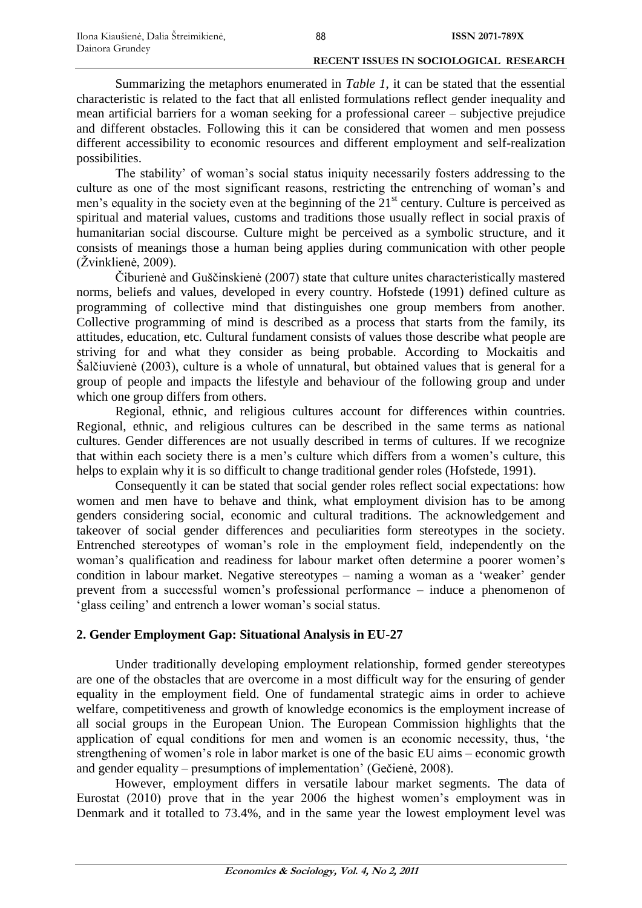Summarizing the metaphors enumerated in *Table 1*, it can be stated that the essential characteristic is related to the fact that all enlisted formulations reflect gender inequality and mean artificial barriers for a woman seeking for a professional career – subjective prejudice and different obstacles. Following this it can be considered that women and men possess different accessibility to economic resources and different employment and self-realization possibilities.

The stability' of woman's social status iniquity necessarily fosters addressing to the culture as one of the most significant reasons, restricting the entrenching of woman's and men's equality in the society even at the beginning of the 21st century. Culture is perceived as spiritual and material values, customs and traditions those usually reflect in social praxis of humanitarian social discourse. Culture might be perceived as a symbolic structure, and it consists of meanings those a human being applies during communication with other people (Žvinklienė, 2009).

Čiburienė and Guščinskienė (2007) state that culture unites characteristically mastered norms, beliefs and values, developed in every country. Hofstede (1991) defined culture as programming of collective mind that distinguishes one group members from another. Collective programming of mind is described as a process that starts from the family, its attitudes, education, etc. Cultural fundament consists of values those describe what people are striving for and what they consider as being probable. According to Mockaitis and Šalčiuvienė (2003), culture is a whole of unnatural, but obtained values that is general for a group of people and impacts the lifestyle and behaviour of the following group and under which one group differs from others.

Regional, ethnic, and religious cultures account for differences within countries. Regional, ethnic, and religious cultures can be described in the same terms as national cultures. Gender differences are not usually described in terms of cultures. If we recognize that within each society there is a men's culture which differs from a women's culture, this helps to explain why it is so difficult to change traditional gender roles (Hofstede, 1991).

Consequently it can be stated that social gender roles reflect social expectations: how women and men have to behave and think, what employment division has to be among genders considering social, economic and cultural traditions. The acknowledgement and takeover of social gender differences and peculiarities form stereotypes in the society. Entrenched stereotypes of woman's role in the employment field, independently on the woman's qualification and readiness for labour market often determine a poorer women's condition in labour market. Negative stereotypes – naming a woman as a 'weaker' gender prevent from a successful women's professional performance – induce a phenomenon of 'glass ceiling' and entrench a lower woman's social status.

## 2. Gender Employment Gap: Situational Analysis in EU-27

Under traditionally developing employment relationship, formed gender stereotypes are one of the obstacles that are overcome in a most difficult way for the ensuring of gender equality in the employment field. One of fundamental strategic aims in order to achieve welfare, competitiveness and growth of knowledge economics is the employment increase of all social groups in the European Union. The European Commission highlights that the application of equal conditions for men and women is an economic necessity, thus, 'the strengthening of women's role in labor market is one of the basic EU aims – economic growth and gender equality – presumptions of implementation' (Gečienė, 2008).

However, employment differs in versatile labour market segments. The data of Eurostat (2010) prove that in the year 2006 the highest women's employment was in Denmark and it totalled to 73.4%, and in the same year the lowest employment level was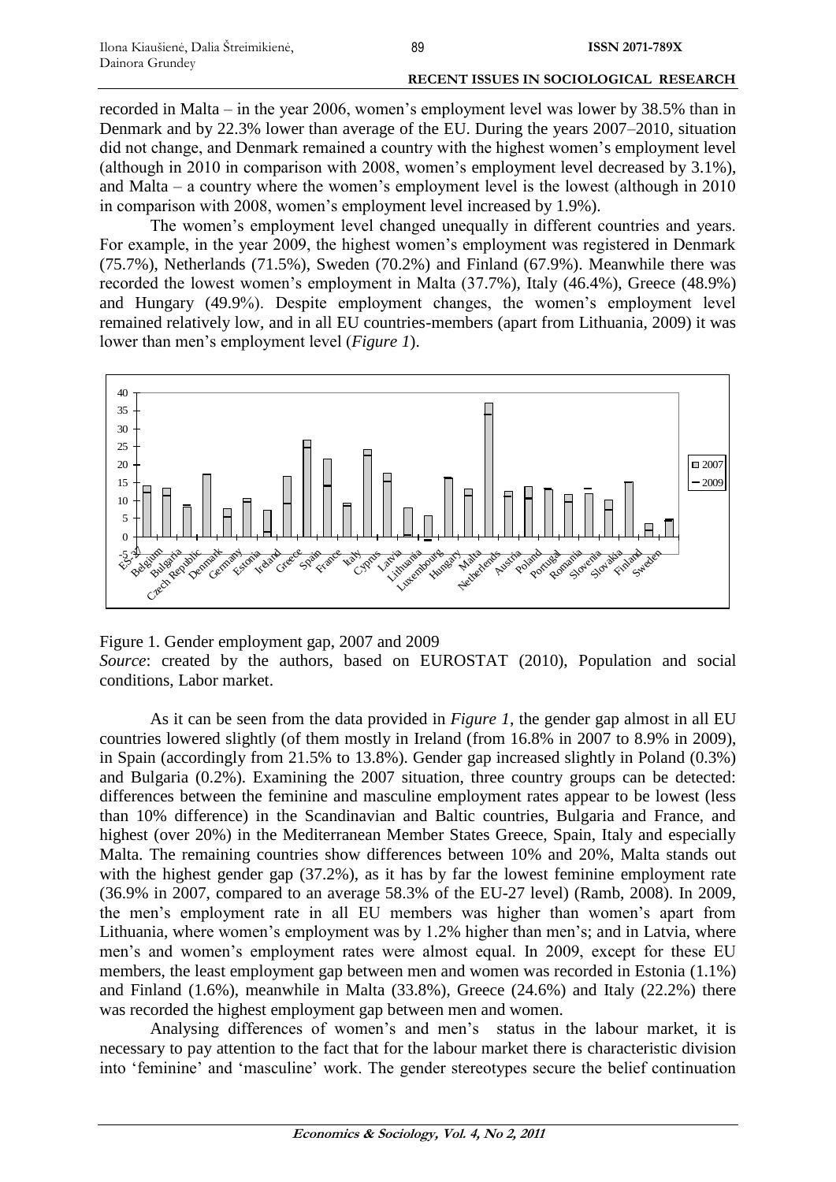recorded in Malta – in the year 2006, women's employment level was lower by 38.5% than in Denmark and by 22.3% lower than average of the EU. During the years 2007–2010, situation did not change, and Denmark remained a country with the highest women's employment level (although in 2010 in comparison with 2008, women's employment level decreased by 3.1%), and Malta – a country where the women's employment level is the lowest (although in 2010 in comparison with 2008, women's employment level increased by 1.9%).

The women's employment level changed unequally in different countries and years. For example, in the year 2009, the highest women's employment was registered in Denmark (75.7%), Netherlands (71.5%), Sweden (70.2%) and Finland (67.9%). Meanwhile there was recorded the lowest women's employment in Malta (37.7%), Italy (46.4%), Greece (48.9%) and Hungary (49.9%). Despite employment changes, the women's employment level remained relatively low, and in all EU countries-members (apart from Lithuania, 2009) it was lower than men's employment level (*Figure 1*).

Figure 1. Gender employment gap, 2007 and 2009

*Source*: created by the authors, based on EUROSTAT (2010), Population and social conditions, Labor market.

As it can be seen from the data provided in *Figure 1*, the gender gap almost in all EU countries lowered slightly (of them mostly in Ireland (from 16.8% in 2007 to 8.9% in 2009), in Spain (accordingly from 21.5% to 13.8%). Gender gap increased slightly in Poland (0.3%) and Bulgaria (0.2%). Examining the 2007 situation, three country groups can be detected: differences between the feminine and masculine employment rates appear to be lowest (less than 10% difference) in the Scandinavian and Baltic countries, Bulgaria and France, and highest (over 20%) in the Mediterranean Member States Greece, Spain, Italy and especially Malta. The remaining countries show differences between 10% and 20%, Malta stands out with the highest gender gap (37.2%), as it has by far the lowest feminine employment rate (36.9% in 2007, compared to an average 58.3% of the EU-27 level) (Ramb, 2008). In 2009, the men's employment rate in all EU members was higher than women's apart from Lithuania, where women's employment was by 1.2% higher than men's; and in Latvia, where men's and women's employment rates were almost equal. In 2009, except for these EU members, the least employment gap between men and women was recorded in Estonia (1.1%) and Finland (1.6%), meanwhile in Malta (33.8%), Greece (24.6%) and Italy (22.2%) there was recorded the highest employment gap between men and women.

Analysing differences of women's and men's status in the labour market, it is necessary to pay attention to the fact that for the labour market there is characteristic division into 'feminine' and 'masculine' work. The gender stereotypes secure the belief continuation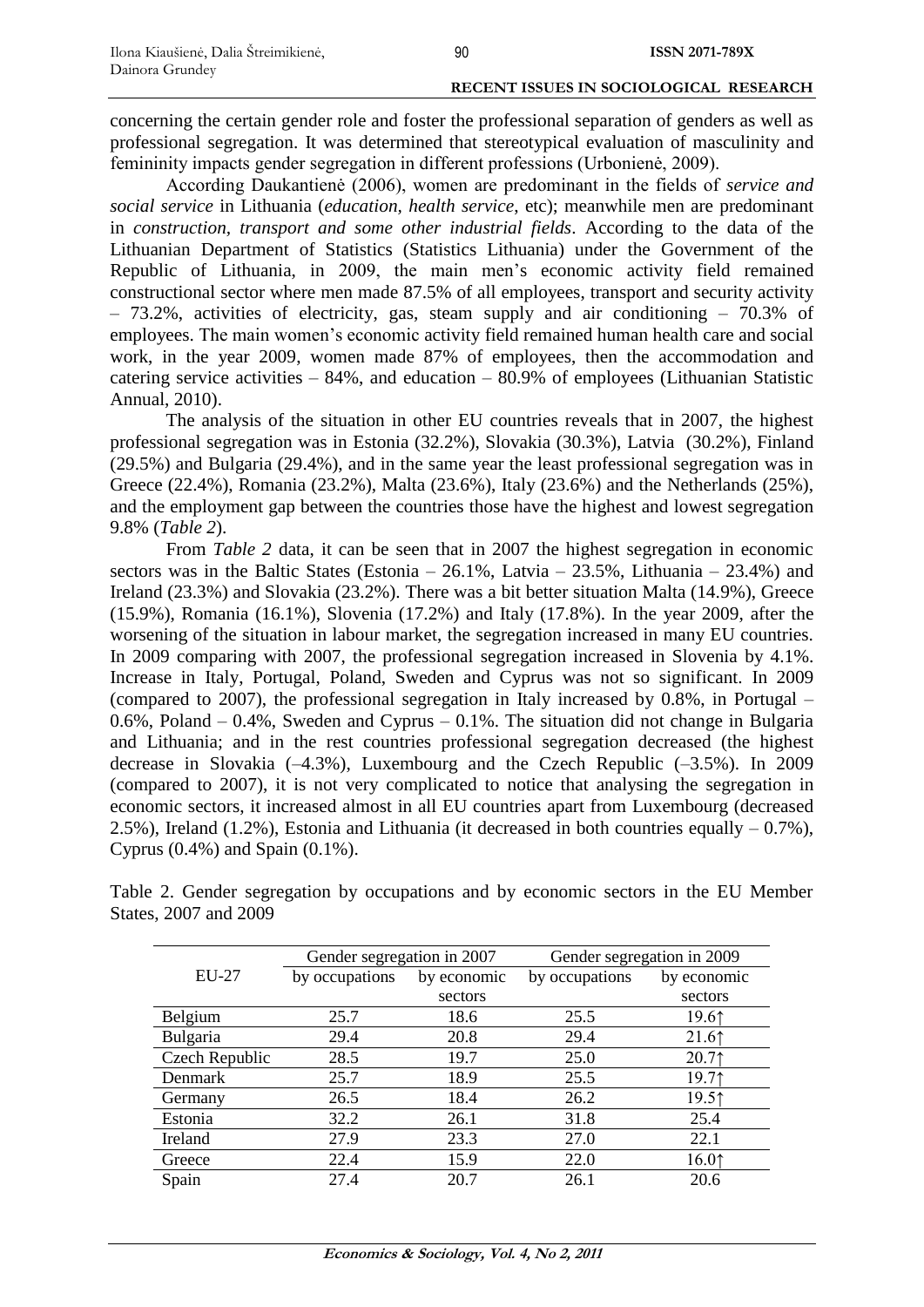concerning the certain gender role and foster the professional separation of genders as well as professional segregation. It was determined that stereotypical evaluation of masculinity and femininity impacts gender segregation in different professions (Urbonienė, 2009).

According Daukantienė (2006), women are predominant in the fields of *service and social service* in Lithuania (*education, health service*, etc); meanwhile men are predominant in *construction, transport and some other industrial fields*. According to the data of the Lithuanian Department of Statistics (Statistics Lithuania) under the Government of the Republic of Lithuania, in 2009, the main men's economic activity field remained constructional sector where men made 87.5% of all employees, transport and security activity – 73.2%, activities of electricity, gas, steam supply and air conditioning – 70.3% of employees. The main women's economic activity field remained human health care and social work, in the year 2009, women made 87% of employees, then the accommodation and catering service activities – 84%, and education – 80.9% of employees (Lithuanian Statistic Annual, 2010).

The analysis of the situation in other EU countries reveals that in 2007, the highest professional segregation was in Estonia (32.2%), Slovakia (30.3%), Latvia (30.2%), Finland (29.5%) and Bulgaria (29.4%), and in the same year the least professional segregation was in Greece (22.4%), Romania (23.2%), Malta (23.6%), Italy (23.6%) and the Netherlands (25%), and the employment gap between the countries those have the highest and lowest segregation 9.8% (*Table 2*).

From *Table 2* data, it can be seen that in 2007 the highest segregation in economic sectors was in the Baltic States (Estonia – 26.1%, Latvia – 23.5%, Lithuania – 23.4%) and Ireland (23.3%) and Slovakia (23.2%). There was a bit better situation Malta (14.9%), Greece (15.9%), Romania (16.1%), Slovenia (17.2%) and Italy (17.8%). In the year 2009, after the worsening of the situation in labour market, the segregation increased in many EU countries. In 2009 comparing with 2007, the professional segregation increased in Slovenia by 4.1%. Increase in Italy, Portugal, Poland, Sweden and Cyprus was not so significant. In 2009 (compared to 2007), the professional segregation in Italy increased by 0.8%, in Portugal – 0.6%, Poland – 0.4%, Sweden and Cyprus – 0.1%. The situation did not change in Bulgaria and Lithuania; and in the rest countries professional segregation decreased (the highest decrease in Slovakia (–4.3%), Luxembourg and the Czech Republic (–3.5%). In 2009 (compared to 2007), it is not very complicated to notice that analysing the segregation in economic sectors, it increased almost in all EU countries apart from Luxembourg (decreased 2.5%), Ireland (1.2%), Estonia and Lithuania (it decreased in both countries equally – 0.7%), Cyprus (0.4%) and Spain (0.1%).

Table 2. Gender segregation by occupations and by economic sectors in the EU Member States, 2007 and 2009

| EU-27 | Gender segregation in 2007 | | Gender segregation in 2009 | |
|---|---|---|---|---|
| | by occupations | by economic sectors | by occupations | by economic sectors |
| Belgium | 25.7 | 18.6 | 25.5 | 19.6↑ |
| Bulgaria | 29.4 | 20.8 | 29.4 | 21.6↑ |
| Czech Republic | 28.5 | 19.7 | 25.0 | 20.7↑ |
| Denmark | 25.7 | 18.9 | 25.5 | 19.7↑ |
| Germany | 26.5 | 18.4 | 26.2 | 19.5↑ |
| Estonia | 32.2 | 26.1 | 31.8 | 25.4 |
| Ireland | 27.9 | 23.3 | 27.0 | 22.1 |
| Greece | 22.4 | 15.9 | 22.0 | 16.0↑ |
| Spain | 27.4 | 20.7 | 26.1 | 20.6 |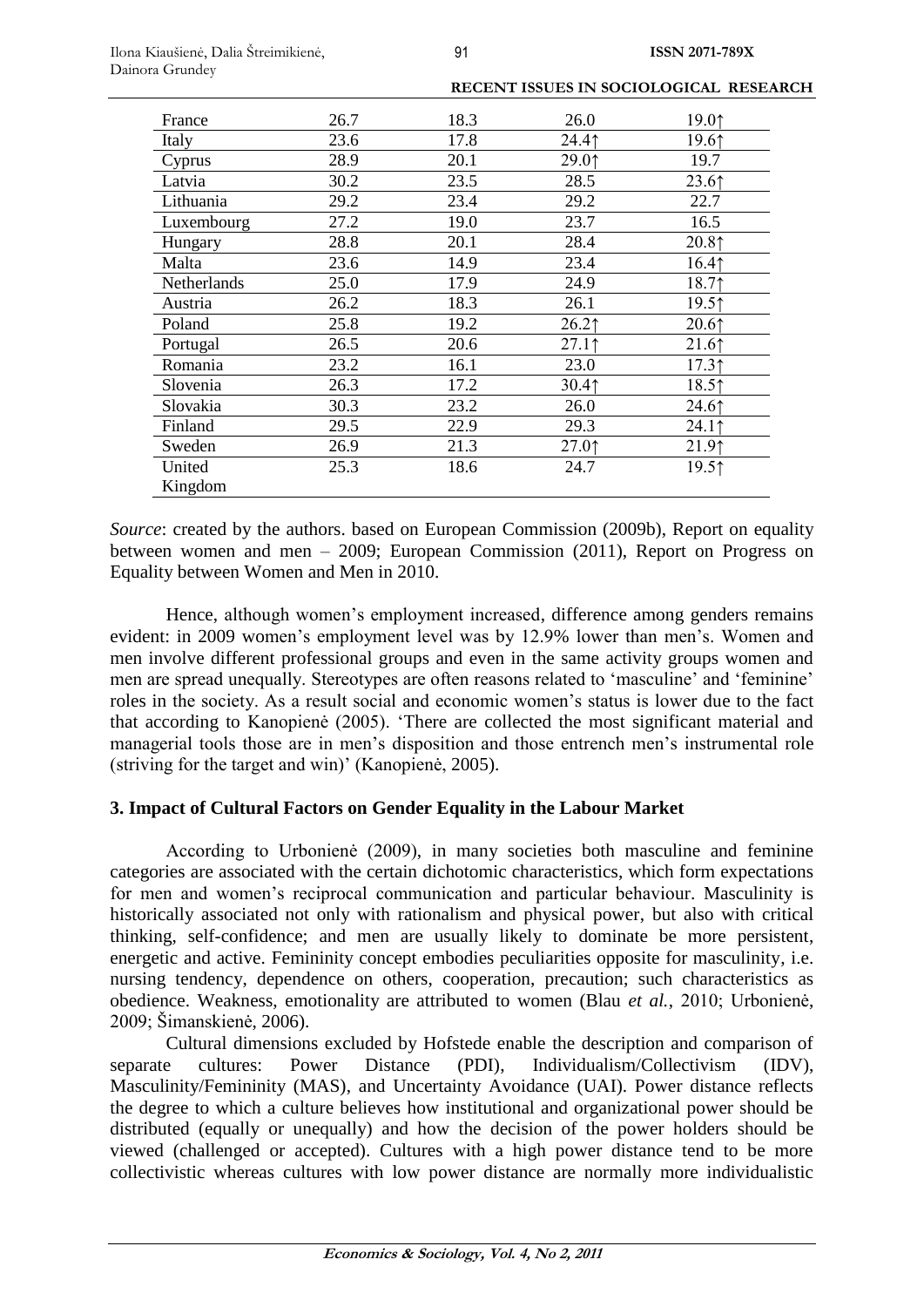| France | 26.7 | 18.3 | 26.0 | 19.0↑ |
|---|---|---|---|---|
| Italy | 23.6 | 17.8 | 24.4↑ | 19.6↑ |
| Cyprus | 28.9 | 20.1 | 29.0↑ | 19.7 |
| Latvia | 30.2 | 23.5 | 28.5 | 23.6↑ |
| Lithuania | 29.2 | 23.4 | 29.2 | 22.7 |
| Luxembourg | 27.2 | 19.0 | 23.7 | 16.5 |
| Hungary | 28.8 | 20.1 | 28.4 | 20.8↑ |
| Malta | 23.6 | 14.9 | 23.4 | 16.4↑ |
| Netherlands | 25.0 | 17.9 | 24.9 | 18.7↑ |
| Austria | 26.2 | 18.3 | 26.1 | 19.5↑ |
| Poland | 25.8 | 19.2 | 26.2↑ | 20.6↑ |
| Portugal | 26.5 | 20.6 | 27.1↑ | 21.6↑ |
| Romania | 23.2 | 16.1 | 23.0 | 17.3↑ |
| Slovenia | 26.3 | 17.2 | 30.4↑ | 18.5↑ |
| Slovakia | 30.3 | 23.2 | 26.0 | 24.6↑ |
| Finland | 29.5 | 22.9 | 29.3 | 24.1↑ |
| Sweden | 26.9 | 21.3 | 27.0↑ | 21.9↑ |
| United Kingdom | 25.3 | 18.6 | 24.7 | 19.5↑ |

*Source*: created by the authors. based on European Commission (2009b), Report on equality between women and men – 2009; European Commission (2011), Report on Progress on Equality between Women and Men in 2010.

Hence, although women's employment increased, difference among genders remains evident: in 2009 women's employment level was by 12.9% lower than men's. Women and men involve different professional groups and even in the same activity groups women and men are spread unequally. Stereotypes are often reasons related to 'masculine' and 'feminine' roles in the society. As a result social and economic women's status is lower due to the fact that according to Kanopienė (2005). 'There are collected the most significant material and managerial tools those are in men's disposition and those entrench men's instrumental role (striving for the target and win)' (Kanopienė, 2005).

## 3. Impact of Cultural Factors on Gender Equality in the Labour Market

According to Urbonienė (2009), in many societies both masculine and feminine categories are associated with the certain dichotomic characteristics, which form expectations for men and women's reciprocal communication and particular behaviour. Masculinity is historically associated not only with rationalism and physical power, but also with critical thinking, self-confidence; and men are usually likely to dominate be more persistent, energetic and active. Femininity concept embodies peculiarities opposite for masculinity, i.e. nursing tendency, dependence on others, cooperation, precaution; such characteristics as obedience. Weakness, emotionality are attributed to women (Blau *et al.*, 2010; Urbonienė, 2009; Šimanskienė, 2006).

Cultural dimensions excluded by Hofstede enable the description and comparison of separate cultures: Power Distance (PDI), Individualism/Collectivism (IDV), Masculinity/Femininity (MAS), and Uncertainty Avoidance (UAI). Power distance reflects the degree to which a culture believes how institutional and organizational power should be distributed (equally or unequally) and how the decision of the power holders should be viewed (challenged or accepted). Cultures with a high power distance tend to be more collectivistic whereas cultures with low power distance are normally more individualistic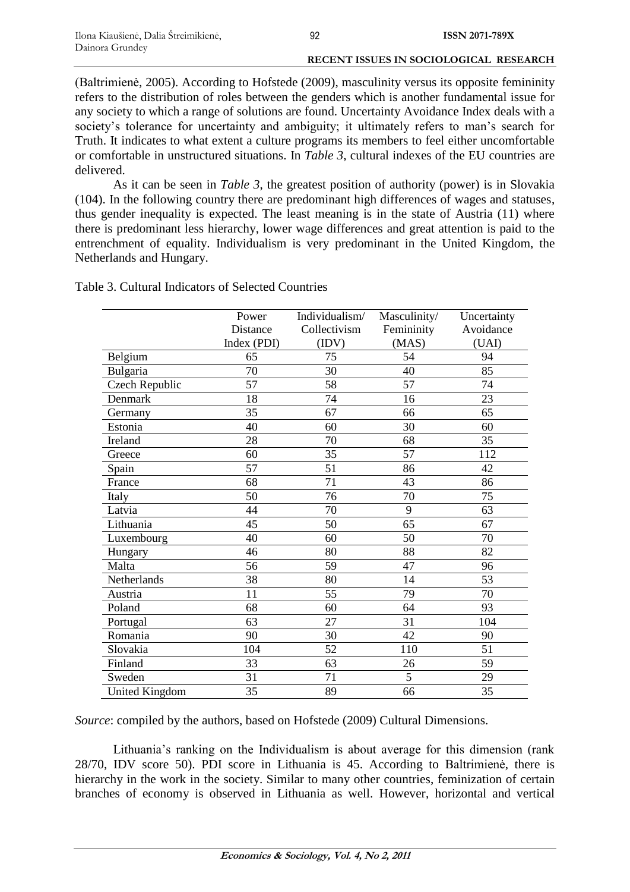(Baltrimienė, 2005). According to Hofstede (2009), masculinity versus its opposite femininity refers to the distribution of roles between the genders which is another fundamental issue for any society to which a range of solutions are found. Uncertainty Avoidance Index deals with a society's tolerance for uncertainty and ambiguity; it ultimately refers to man's search for Truth. It indicates to what extent a culture programs its members to feel either uncomfortable or comfortable in unstructured situations. In *Table 3*, cultural indexes of the EU countries are delivered.

As it can be seen in *Table 3*, the greatest position of authority (power) is in Slovakia (104). In the following country there are predominant high differences of wages and statuses, thus gender inequality is expected. The least meaning is in the state of Austria (11) where there is predominant less hierarchy, lower wage differences and great attention is paid to the entrenchment of equality. Individualism is very predominant in the United Kingdom, the Netherlands and Hungary.

Table 3. Cultural Indicators of Selected Countries

| | Power Distance Index (PDI) | Individualism/ Collectivism (IDV) | Masculinity/ Femininity (MAS) | Uncertainty Avoidance (UAI) |
|---|---|---|---|---|
| Belgium | 65 | 75 | 54 | 94 |
| Bulgaria | 70 | 30 | 40 | 85 |
| Czech Republic | 57 | 58 | 57 | 74 |
| Denmark | 18 | 74 | 16 | 23 |
| Germany | 35 | 67 | 66 | 65 |
| Estonia | 40 | 60 | 30 | 60 |
| Ireland | 28 | 70 | 68 | 35 |
| Greece | 60 | 35 | 57 | 112 |
| Spain | 57 | 51 | 86 | 42 |
| France | 68 | 71 | 43 | 86 |
| Italy | 50 | 76 | 70 | 75 |
| Latvia | 44 | 70 | 9 | 63 |
| Lithuania | 45 | 50 | 65 | 67 |
| Luxembourg | 40 | 60 | 50 | 70 |
| Hungary | 46 | 80 | 88 | 82 |
| Malta | 56 | 59 | 47 | 96 |
| Netherlands | 38 | 80 | 14 | 53 |
| Austria | 11 | 55 | 79 | 70 |
| Poland | 68 | 60 | 64 | 93 |
| Portugal | 63 | 27 | 31 | 104 |
| Romania | 90 | 30 | 42 | 90 |
| Slovakia | 104 | 52 | 110 | 51 |
| Finland | 33 | 63 | 26 | 59 |
| Sweden | 31 | 71 | 5 | 29 |
| United Kingdom | 35 | 89 | 66 | 35 |

*Source*: compiled by the authors, based on Hofstede (2009) Cultural Dimensions.

Lithuania's ranking on the Individualism is about average for this dimension (rank 28/70, IDV score 50). PDI score in Lithuania is 45. According to Baltrimienė, there is hierarchy in the work in the society. Similar to many other countries, feminization of certain branches of economy is observed in Lithuania as well. However, horizontal and vertical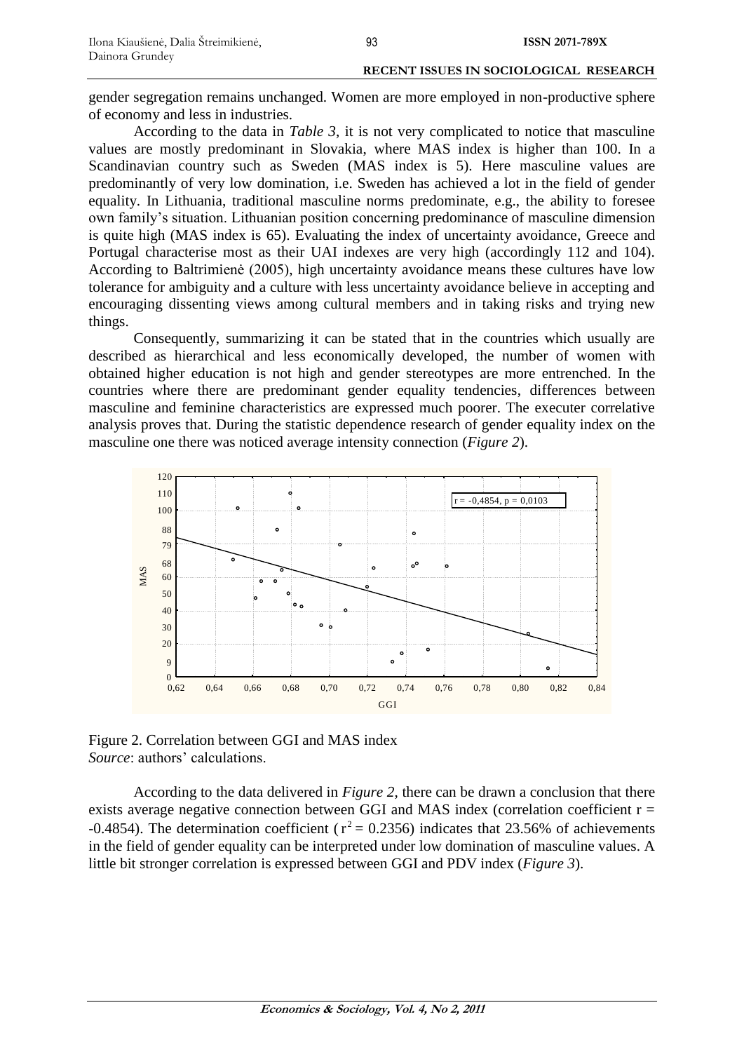gender segregation remains unchanged. Women are more employed in non-productive sphere of economy and less in industries.

According to the data in *Table 3*, it is not very complicated to notice that masculine values are mostly predominant in Slovakia, where MAS index is higher than 100. In a Scandinavian country such as Sweden (MAS index is 5). Here masculine values are predominantly of very low domination, i.e. Sweden has achieved a lot in the field of gender equality. In Lithuania, traditional masculine norms predominate, e.g., the ability to foresee own family's situation. Lithuanian position concerning predominance of masculine dimension is quite high (MAS index is 65). Evaluating the index of uncertainty avoidance, Greece and Portugal characterise most as their UAI indexes are very high (accordingly 112 and 104). According to Baltrimienė (2005), high uncertainty avoidance means these cultures have low tolerance for ambiguity and a culture with less uncertainty avoidance believe in accepting and encouraging dissenting views among cultural members and in taking risks and trying new things.

Consequently, summarizing it can be stated that in the countries which usually are described as hierarchical and less economically developed, the number of women with obtained higher education is not high and gender stereotypes are more entrenched. In the countries where there are predominant gender equality tendencies, differences between masculine and feminine characteristics are expressed much poorer. The executer correlative analysis proves that. During the statistic dependence research of gender equality index on the masculine one there was noticed average intensity connection (*Figure 2*).

Figure 2. Correlation between GGI and MAS index
*Source*: authors' calculations.

According to the data delivered in *Figure 2*, there can be drawn a conclusion that there exists average negative connection between GGI and MAS index (correlation coefficient $r = -0.4854$). The determination coefficient ($r^2 = 0.2356$) indicates that 23.56% of achievements in the field of gender equality can be interpreted under low domination of masculine values. A little bit stronger correlation is expressed between GGI and PDV index (*Figure 3*).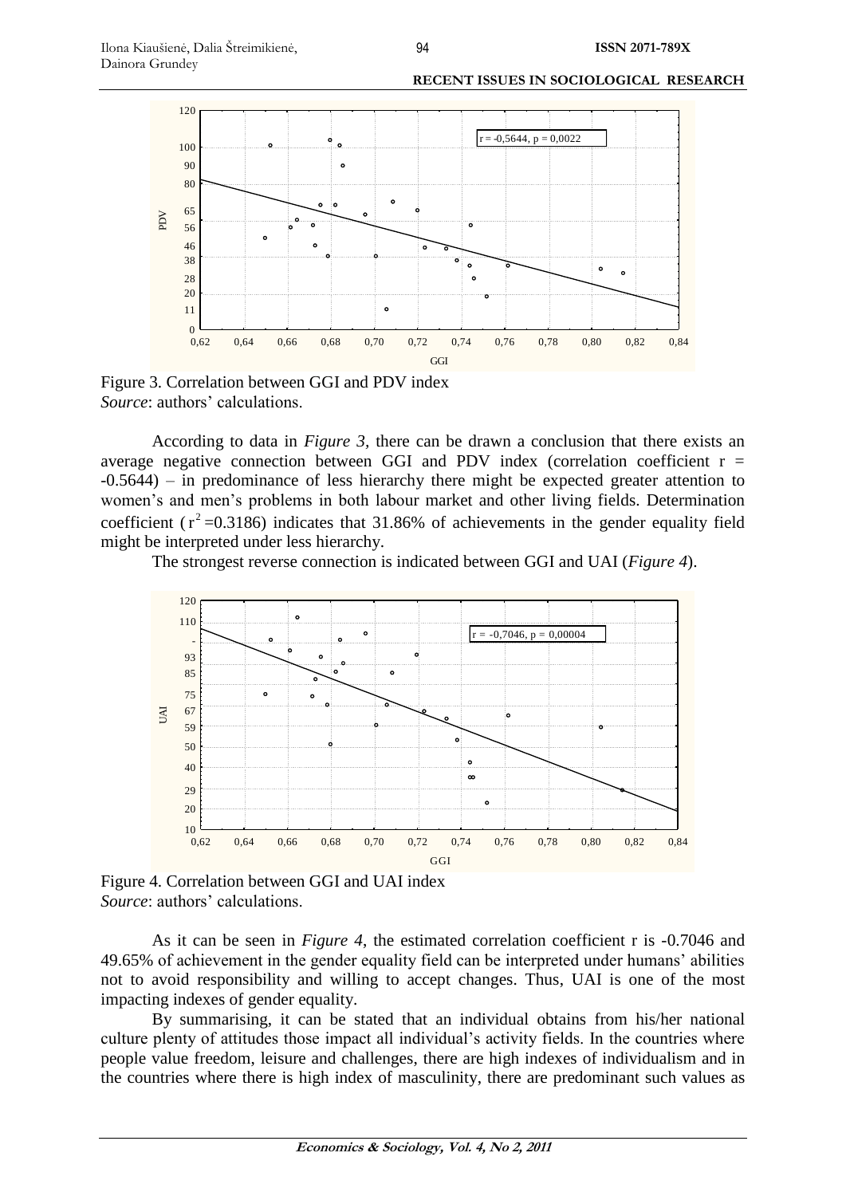Figure 3. Correlation between GGI and PDV index
*Source*: authors' calculations.

According to data in *Figure 3*, there can be drawn a conclusion that there exists an average negative connection between GGI and PDV index (correlation coefficient r = -0.5644) – in predominance of less hierarchy there might be expected greater attention to women's and men's problems in both labour market and other living fields. Determination coefficient ($r^2$=0.3186) indicates that 31.86% of achievements in the gender equality field might be interpreted under less hierarchy.

The strongest reverse connection is indicated between GGI and UAI (*Figure 4*).

Figure 4. Correlation between GGI and UAI index
*Source*: authors' calculations.

As it can be seen in *Figure 4*, the estimated correlation coefficient r is -0.7046 and 49.65% of achievement in the gender equality field can be interpreted under humans' abilities not to avoid responsibility and willing to accept changes. Thus, UAI is one of the most impacting indexes of gender equality.

By summarising, it can be stated that an individual obtains from his/her national culture plenty of attitudes those impact all individual's activity fields. In the countries where people value freedom, leisure and challenges, there are high indexes of individualism and in the countries where there is high index of masculinity, there are predominant such values as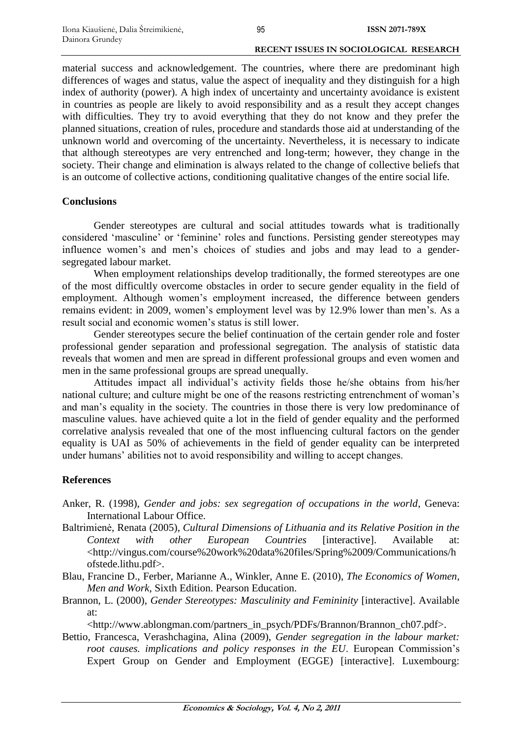material success and acknowledgement. The countries, where there are predominant high differences of wages and status, value the aspect of inequality and they distinguish for a high index of authority (power). A high index of uncertainty and uncertainty avoidance is existent in countries as people are likely to avoid responsibility and as a result they accept changes with difficulties. They try to avoid everything that they do not know and they prefer the planned situations, creation of rules, procedure and standards those aid at understanding of the unknown world and overcoming of the uncertainty. Nevertheless, it is necessary to indicate that although stereotypes are very entrenched and long-term; however, they change in the society. Their change and elimination is always related to the change of collective beliefs that is an outcome of collective actions, conditioning qualitative changes of the entire social life.

## Conclusions

Gender stereotypes are cultural and social attitudes towards what is traditionally considered 'masculine' or 'feminine' roles and functions. Persisting gender stereotypes may influence women's and men's choices of studies and jobs and may lead to a gender-segregated labour market.

When employment relationships develop traditionally, the formed stereotypes are one of the most difficultly overcome obstacles in order to secure gender equality in the field of employment. Although women's employment increased, the difference between genders remains evident: in 2009, women's employment level was by 12.9% lower than men's. As a result social and economic women's status is still lower.

Gender stereotypes secure the belief continuation of the certain gender role and foster professional gender separation and professional segregation. The analysis of statistic data reveals that women and men are spread in different professional groups and even women and men in the same professional groups are spread unequally.

Attitudes impact all individual's activity fields those he/she obtains from his/her national culture; and culture might be one of the reasons restricting entrenchment of woman's and man's equality in the society. The countries in those there is very low predominance of masculine values. have achieved quite a lot in the field of gender equality and the performed correlative analysis revealed that one of the most influencing cultural factors on the gender equality is UAI as 50% of achievements in the field of gender equality can be interpreted under humans' abilities not to avoid responsibility and willing to accept changes.

## References

Anker, R. (1998), *Gender and jobs: sex segregation of occupations in the world*, Geneva: International Labour Office.

Baltrimienė, Renata (2005), *Cultural Dimensions of Lithuania and its Relative Position in the Context with other European Countries* [interactive]. Available at: <http://vingus.com/course%20work%20data%20files/Spring%2009/Communications/hofstede.lithu.pdf>.

Blau, Francine D., Ferber, Marianne A., Winkler, Anne E. (2010), *The Economics of Women, Men and Work*, Sixth Edition. Pearson Education.

Brannon, L. (2000), *Gender Stereotypes: Masculinity and Femininity* [interactive]. Available at: <http://www.ablongman.com/partners_in_psych/PDFs/Brannon/Brannon_ch07.pdf>.

Bettio, Francesca, Verashchagina, Alina (2009), *Gender segregation in the labour market: root causes. implications and policy responses in the EU*. European Commission's Expert Group on Gender and Employment (EGGE) [interactive]. Luxembourg: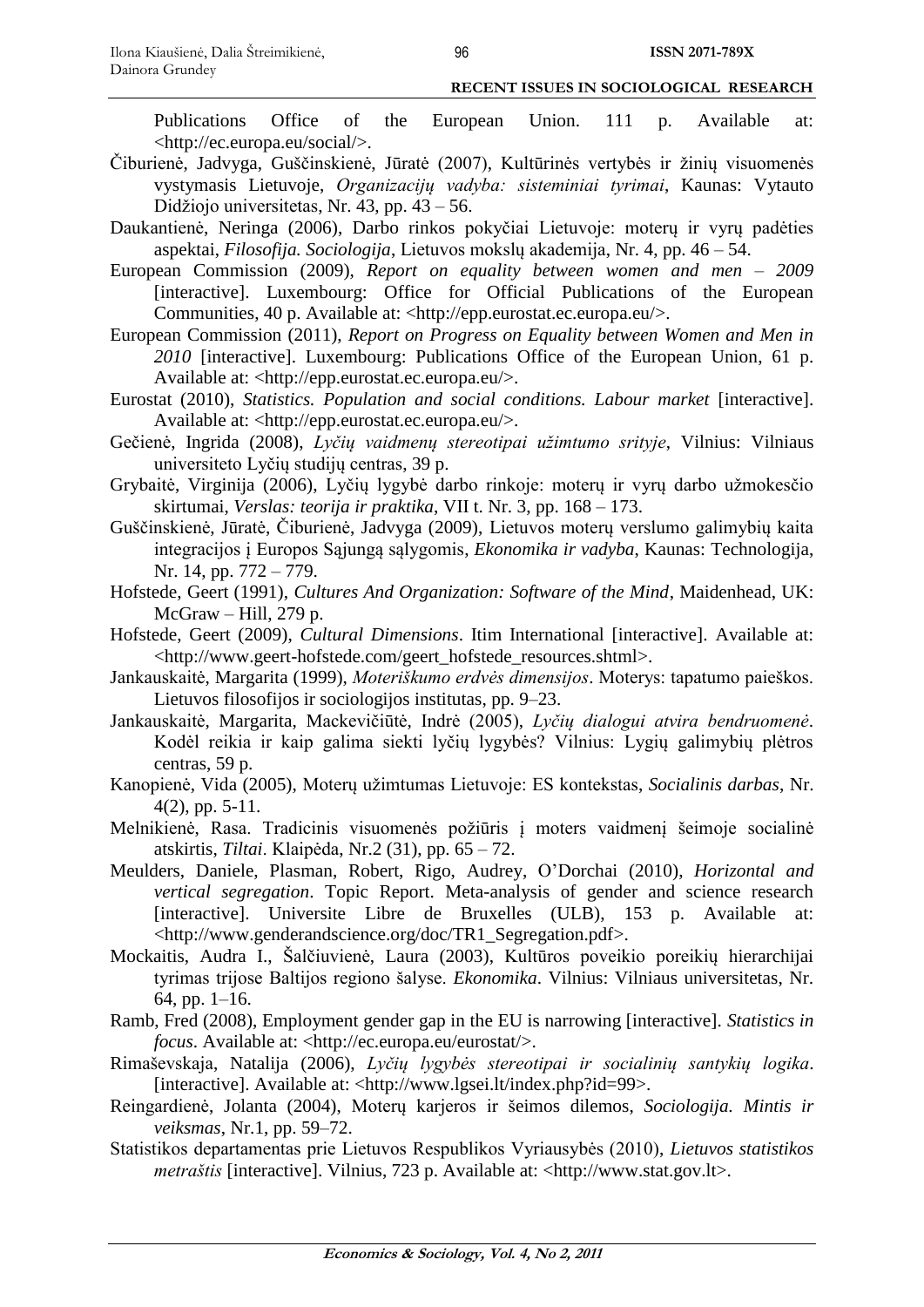Publications Office of the European Union. 111 p. Available at: <http://ec.europa.eu/social/>.

Čiburienė, Jadvyga, Guščinskienė, Jūratė (2007), Kultūrinės vertybės ir žinių visuomenės vystymasis Lietuvoje, *Organizacijų vadyba: sisteminiai tyrimai*, Kaunas: Vytauto Didžiojo universitetas, Nr. 43, pp. 43 – 56.

Daukantienė, Neringa (2006), Darbo rinkos pokyčiai Lietuvoje: moterų ir vyrų padėties aspektai, *Filosofija. Sociologija*, Lietuvos mokslų akademija, Nr. 4, pp. 46 – 54.

European Commission (2009), *Report on equality between women and men – 2009* [interactive]. Luxembourg: Office for Official Publications of the European Communities, 40 p. Available at: <http://epp.eurostat.ec.europa.eu/>.

European Commission (2011), *Report on Progress on Equality between Women and Men in 2010* [interactive]. Luxembourg: Publications Office of the European Union, 61 p. Available at: <http://epp.eurostat.ec.europa.eu/>.

Eurostat (2010), *Statistics. Population and social conditions. Labour market* [interactive]. Available at: <http://epp.eurostat.ec.europa.eu/>.

Gečienė, Ingrida (2008), *Lyčių vaidmenų stereotipai užimtumo srityje*, Vilnius: Vilniaus universiteto Lyčių studijų centras, 39 p.

Grybaitė, Virginija (2006), Lyčių lygybė darbo rinkoje: moterų ir vyrų darbo užmokesčio skirtumai, *Verslas: teorija ir praktika*, VII t. Nr. 3, pp. 168 – 173.

Guščinskienė, Jūratė, Čiburienė, Jadvyga (2009), Lietuvos moterų verslumo galimybių kaita integracijos į Europos Sąjungą sąlygomis, *Ekonomika ir vadyba*, Kaunas: Technologija, Nr. 14, pp. 772 – 779.

Hofstede, Geert (1991), *Cultures And Organization: Software of the Mind*, Maidenhead, UK: McGraw – Hill, 279 p.

Hofstede, Geert (2009), *Cultural Dimensions*. Itim International [interactive]. Available at: <http://www.geert-hofstede.com/geert_hofstede_resources.shtml>.

Jankauskaitė, Margarita (1999), *Moteriškumo erdvės dimensijos*. Moterys: tapatumo paieškos. Lietuvos filosofijos ir sociologijos institutas, pp. 9–23.

Jankauskaitė, Margarita, Mackevičiūtė, Indrė (2005), *Lyčių dialogui atvira bendruomenė*. Kodėl reikia ir kaip galima siekti lyčių lygybės? Vilnius: Lygių galimybių plėtros centras, 59 p.

Kanopienė, Vida (2005), Moterų užimtumas Lietuvoje: ES kontekstas, *Socialinis darbas*, Nr. 4(2), pp. 5-11.

Melnikienė, Rasa. Tradicinis visuomenės požiūris į moters vaidmenį šeimoje socialinė atskirtis, *Tiltai*. Klaipėda, Nr.2 (31), pp. 65 – 72.

Meulders, Daniele, Plasman, Robert, Rigo, Audrey, O'Dorchai (2010), *Horizontal and vertical segregation*. Topic Report. Meta-analysis of gender and science research [interactive]. Universite Libre de Bruxelles (ULB), 153 p. Available at: <http://www.genderandscience.org/doc/TR1_Segregation.pdf>.

Mockaitis, Audra I., Šalčiuvienė, Laura (2003), Kultūros poveikio poreikių hierarchijai tyrimas trijose Baltijos regiono šalyse. *Ekonomika*. Vilnius: Vilniaus universitetas, Nr. 64, pp. 1–16.

Ramb, Fred (2008), Employment gender gap in the EU is narrowing [interactive]. *Statistics in focus*. Available at: <http://ec.europa.eu/eurostat/>.

Rimaševskaja, Natalija (2006), *Lyčių lygybės stereotipai ir socialinių santykių logika*. [interactive]. Available at: <http://www.lgsei.lt/index.php?id=99>.

Reingardienė, Jolanta (2004), Moterų karjeros ir šeimos dilemos, *Sociologija. Mintis ir veiksmas*, Nr.1, pp. 59–72.

Statistikos departamentas prie Lietuvos Respublikos Vyriausybės (2010), *Lietuvos statistikos metraštis* [interactive]. Vilnius, 723 p. Available at: <http://www.stat.gov.lt>.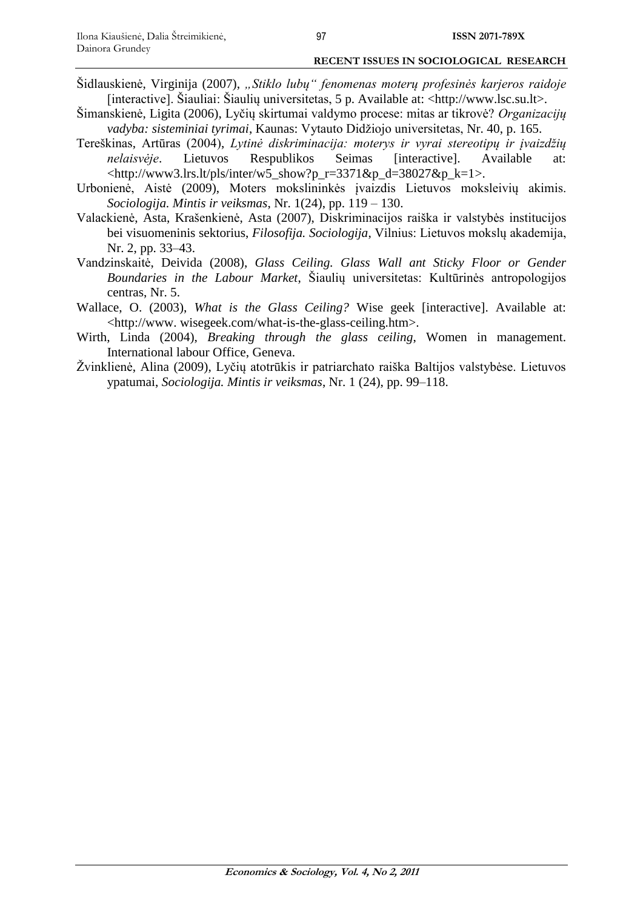Šidlauskienė, Virginija (2007), *„Stiklo lubų" fenomenas moterų profesinės karjeros raidoje* [interactive]. Šiauliai: Šiaulių universitetas, 5 p. Available at: <http://www.lsc.su.lt>.

Šimanskienė, Ligita (2006), Lyčių skirtumai valdymo procese: mitas ar tikrovė? *Organizacijų vadyba: sisteminiai tyrimai*, Kaunas: Vytauto Didžiojo universitetas, Nr. 40, p. 165.

Tereškinas, Artūras (2004), *Lytinė diskriminacija: moterys ir vyrai stereotipų ir įvaizdžių nelaisvėje*. Lietuvos Respublikos Seimas [interactive]. Available at: <http://www3.lrs.lt/pls/inter/w5_show?p_r=3371&p_d=38027&p_k=1>.

Urbonienė, Aistė (2009), Moters mokslininkės įvaizdis Lietuvos moksleivių akimis. *Sociologija. Mintis ir veiksmas*, Nr. 1(24), pp. 119 – 130.

Valackienė, Asta, Krašenkienė, Asta (2007), Diskriminacijos raiška ir valstybės institucijos bei visuomeninis sektorius, *Filosofija. Sociologija*, Vilnius: Lietuvos mokslų akademija, Nr. 2, pp. 33–43.

Vandzinskaitė, Deivida (2008), *Glass Ceiling. Glass Wall ant Sticky Floor or Gender Boundaries in the Labour Market*, Šiaulių universitetas: Kultūrinės antropologijos centras, Nr. 5.

Wallace, O. (2003), *What is the Glass Ceiling?* Wise geek [interactive]. Available at: <http://www. wisegeek.com/what-is-the-glass-ceiling.htm>.

Wirth, Linda (2004), *Breaking through the glass ceiling*, Women in management. International labour Office, Geneva.

Žvinklienė, Alina (2009), Lyčių atotrūkis ir patriarchato raiška Baltijos valstybėse. Lietuvos ypatumai, *Sociologija. Mintis ir veiksmas*, Nr. 1 (24), pp. 99–118.